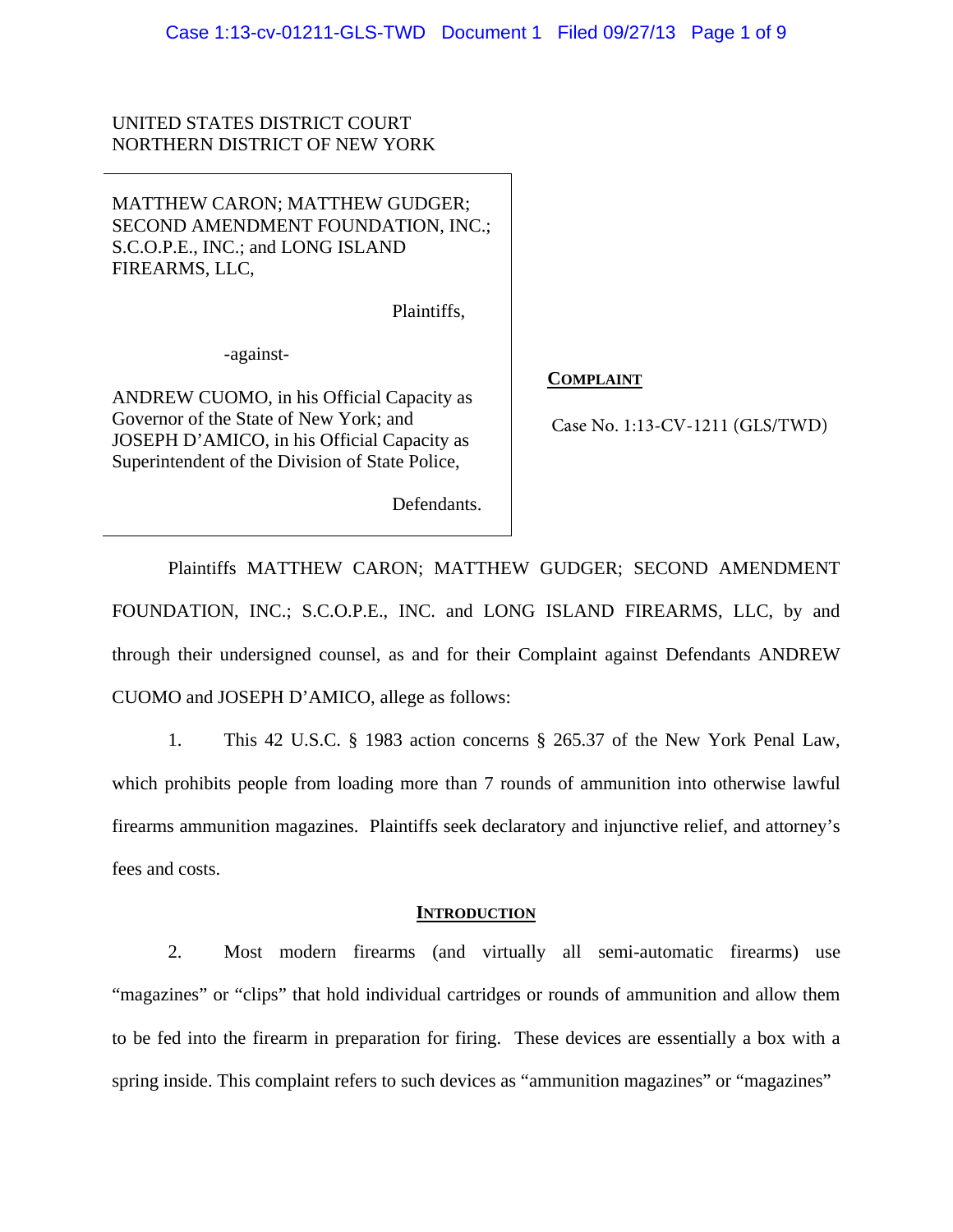UNITED STATES DISTRICT COURT
NORTHERN DISTRICT OF NEW YORK

MATTHEW CARON; MATTHEW GUDGER; SECOND AMENDMENT FOUNDATION, INC.; S.C.O.P.E., INC.; and LONG ISLAND FIREARMS, LLC,

Plaintiffs,

-against-

ANDREW CUOMO, in his Official Capacity as Governor of the State of New York; and JOSEPH D'AMICO, in his Official Capacity as Superintendent of the Division of State Police,

Defendants.

**COMPLAINT**

Case No. 1:13-CV-1211 (GLS/TWD)

Plaintiffs MATTHEW CARON; MATTHEW GUDGER; SECOND AMENDMENT FOUNDATION, INC.; S.C.O.P.E., INC. and LONG ISLAND FIREARMS, LLC, by and through their undersigned counsel, as and for their Complaint against Defendants ANDREW CUOMO and JOSEPH D'AMICO, allege as follows:

1. This 42 U.S.C. § 1983 action concerns § 265.37 of the New York Penal Law, which prohibits people from loading more than 7 rounds of ammunition into otherwise lawful firearms ammunition magazines. Plaintiffs seek declaratory and injunctive relief, and attorney's fees and costs.

## **INTRODUCTION**

2. Most modern firearms (and virtually all semi-automatic firearms) use "magazines" or "clips" that hold individual cartridges or rounds of ammunition and allow them to be fed into the firearm in preparation for firing. These devices are essentially a box with a spring inside. This complaint refers to such devices as "ammunition magazines" or "magazines"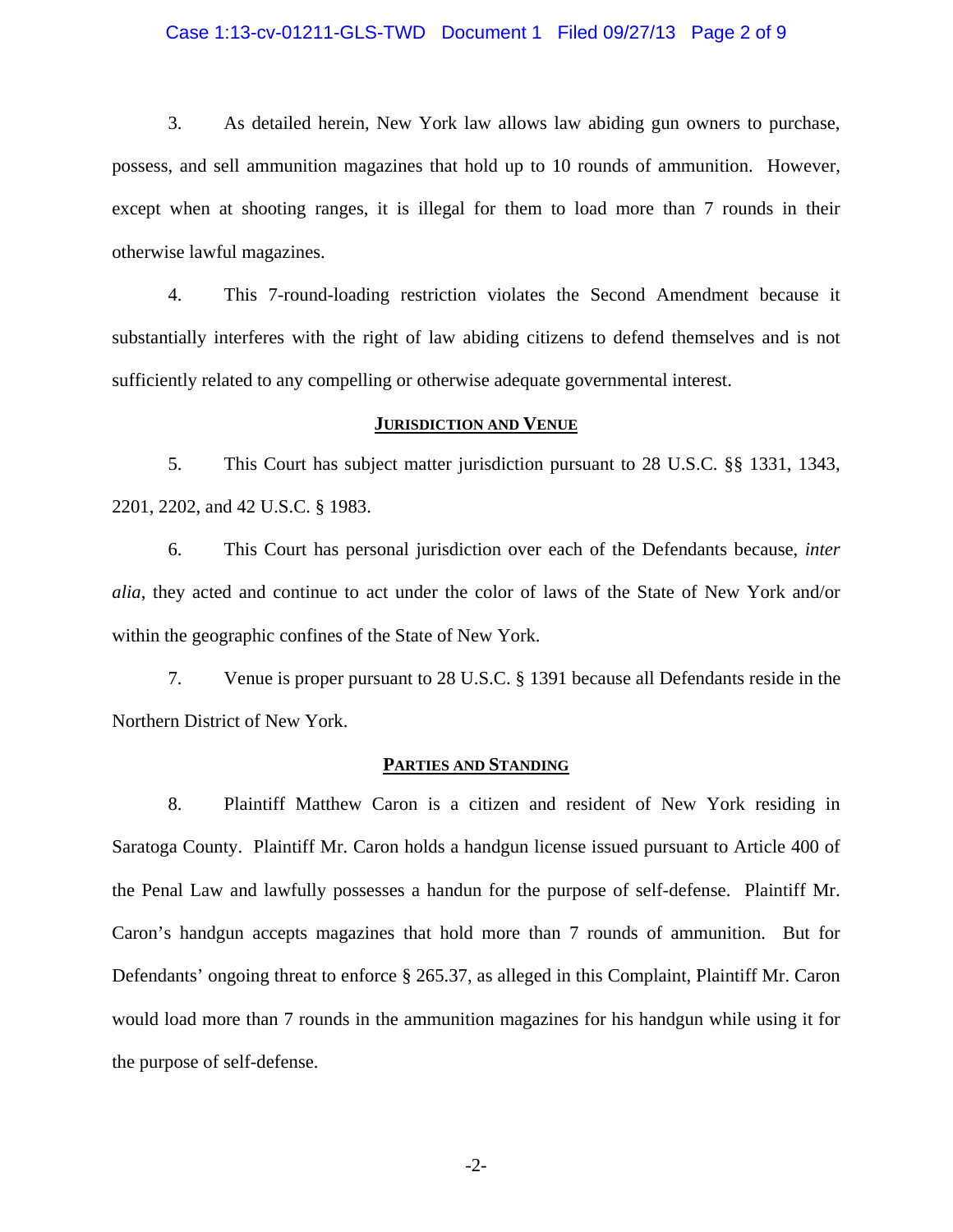3. As detailed herein, New York law allows law abiding gun owners to purchase, possess, and sell ammunition magazines that hold up to 10 rounds of ammunition. However, except when at shooting ranges, it is illegal for them to load more than 7 rounds in their otherwise lawful magazines.

4. This 7-round-loading restriction violates the Second Amendment because it substantially interferes with the right of law abiding citizens to defend themselves and is not sufficiently related to any compelling or otherwise adequate governmental interest.

## **JURISDICTION AND VENUE**

5. This Court has subject matter jurisdiction pursuant to 28 U.S.C. §§ 1331, 1343, 2201, 2202, and 42 U.S.C. § 1983.

6. This Court has personal jurisdiction over each of the Defendants because, *inter alia*, they acted and continue to act under the color of laws of the State of New York and/or within the geographic confines of the State of New York.

7. Venue is proper pursuant to 28 U.S.C. § 1391 because all Defendants reside in the Northern District of New York.

## **PARTIES AND STANDING**

8. Plaintiff Matthew Caron is a citizen and resident of New York residing in Saratoga County. Plaintiff Mr. Caron holds a handgun license issued pursuant to Article 400 of the Penal Law and lawfully possesses a handun for the purpose of self-defense. Plaintiff Mr. Caron's handgun accepts magazines that hold more than 7 rounds of ammunition. But for Defendants' ongoing threat to enforce § 265.37, as alleged in this Complaint, Plaintiff Mr. Caron would load more than 7 rounds in the ammunition magazines for his handgun while using it for the purpose of self-defense.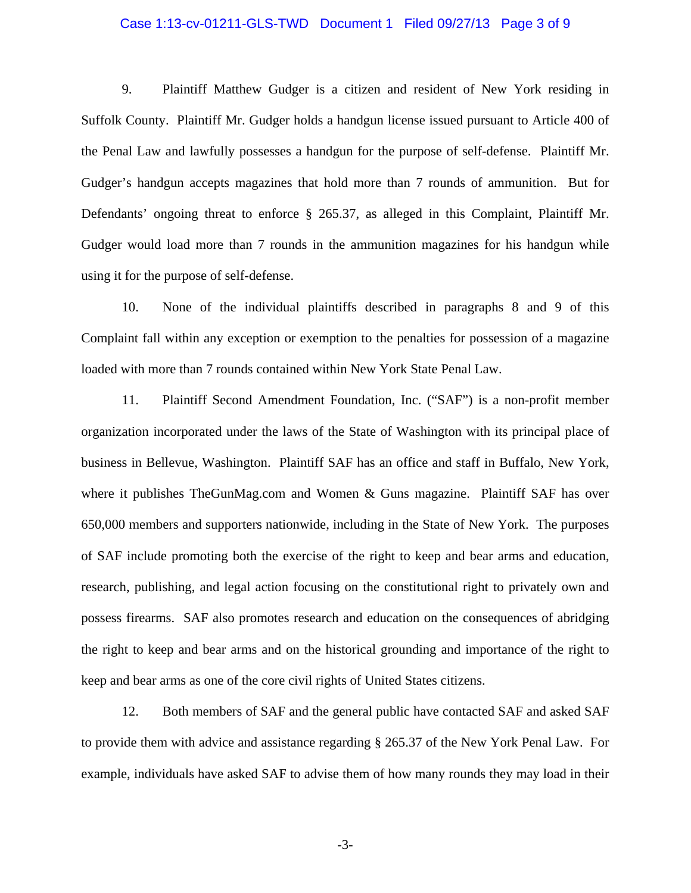9. Plaintiff Matthew Gudger is a citizen and resident of New York residing in Suffolk County. Plaintiff Mr. Gudger holds a handgun license issued pursuant to Article 400 of the Penal Law and lawfully possesses a handgun for the purpose of self-defense. Plaintiff Mr. Gudger's handgun accepts magazines that hold more than 7 rounds of ammunition. But for Defendants' ongoing threat to enforce § 265.37, as alleged in this Complaint, Plaintiff Mr. Gudger would load more than 7 rounds in the ammunition magazines for his handgun while using it for the purpose of self-defense.

10. None of the individual plaintiffs described in paragraphs 8 and 9 of this Complaint fall within any exception or exemption to the penalties for possession of a magazine loaded with more than 7 rounds contained within New York State Penal Law.

11. Plaintiff Second Amendment Foundation, Inc. ("SAF") is a non-profit member organization incorporated under the laws of the State of Washington with its principal place of business in Bellevue, Washington. Plaintiff SAF has an office and staff in Buffalo, New York, where it publishes TheGunMag.com and Women & Guns magazine. Plaintiff SAF has over 650,000 members and supporters nationwide, including in the State of New York. The purposes of SAF include promoting both the exercise of the right to keep and bear arms and education, research, publishing, and legal action focusing on the constitutional right to privately own and possess firearms. SAF also promotes research and education on the consequences of abridging the right to keep and bear arms and on the historical grounding and importance of the right to keep and bear arms as one of the core civil rights of United States citizens.

12. Both members of SAF and the general public have contacted SAF and asked SAF to provide them with advice and assistance regarding § 265.37 of the New York Penal Law. For example, individuals have asked SAF to advise them of how many rounds they may load in their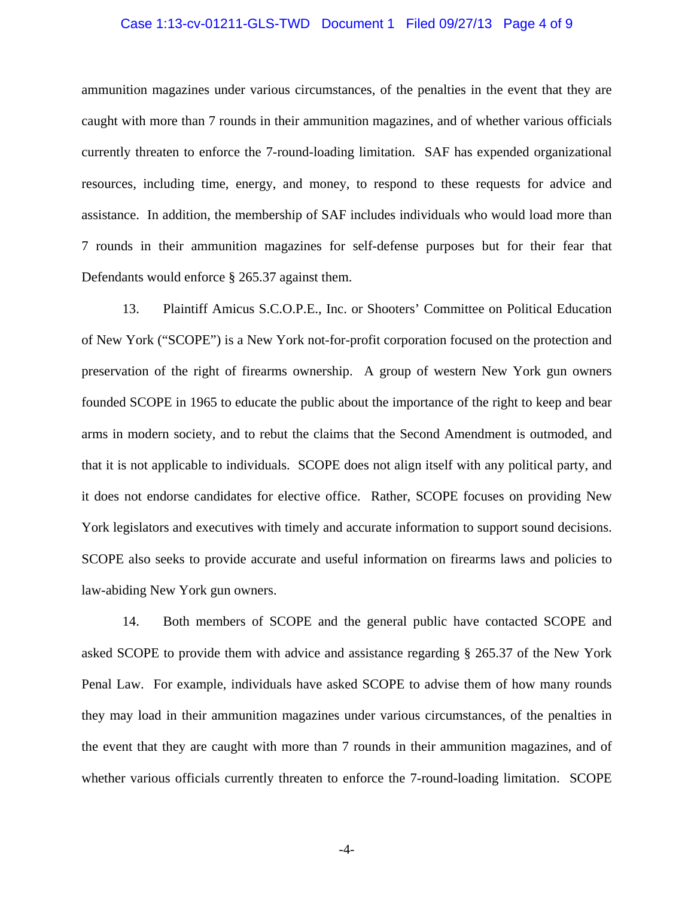ammunition magazines under various circumstances, of the penalties in the event that they are caught with more than 7 rounds in their ammunition magazines, and of whether various officials currently threaten to enforce the 7-round-loading limitation. SAF has expended organizational resources, including time, energy, and money, to respond to these requests for advice and assistance. In addition, the membership of SAF includes individuals who would load more than 7 rounds in their ammunition magazines for self-defense purposes but for their fear that Defendants would enforce § 265.37 against them.

13. Plaintiff Amicus S.C.O.P.E., Inc. or Shooters' Committee on Political Education of New York ("SCOPE") is a New York not-for-profit corporation focused on the protection and preservation of the right of firearms ownership. A group of western New York gun owners founded SCOPE in 1965 to educate the public about the importance of the right to keep and bear arms in modern society, and to rebut the claims that the Second Amendment is outmoded, and that it is not applicable to individuals. SCOPE does not align itself with any political party, and it does not endorse candidates for elective office. Rather, SCOPE focuses on providing New York legislators and executives with timely and accurate information to support sound decisions. SCOPE also seeks to provide accurate and useful information on firearms laws and policies to law-abiding New York gun owners.

14. Both members of SCOPE and the general public have contacted SCOPE and asked SCOPE to provide them with advice and assistance regarding § 265.37 of the New York Penal Law. For example, individuals have asked SCOPE to advise them of how many rounds they may load in their ammunition magazines under various circumstances, of the penalties in the event that they are caught with more than 7 rounds in their ammunition magazines, and of whether various officials currently threaten to enforce the 7-round-loading limitation. SCOPE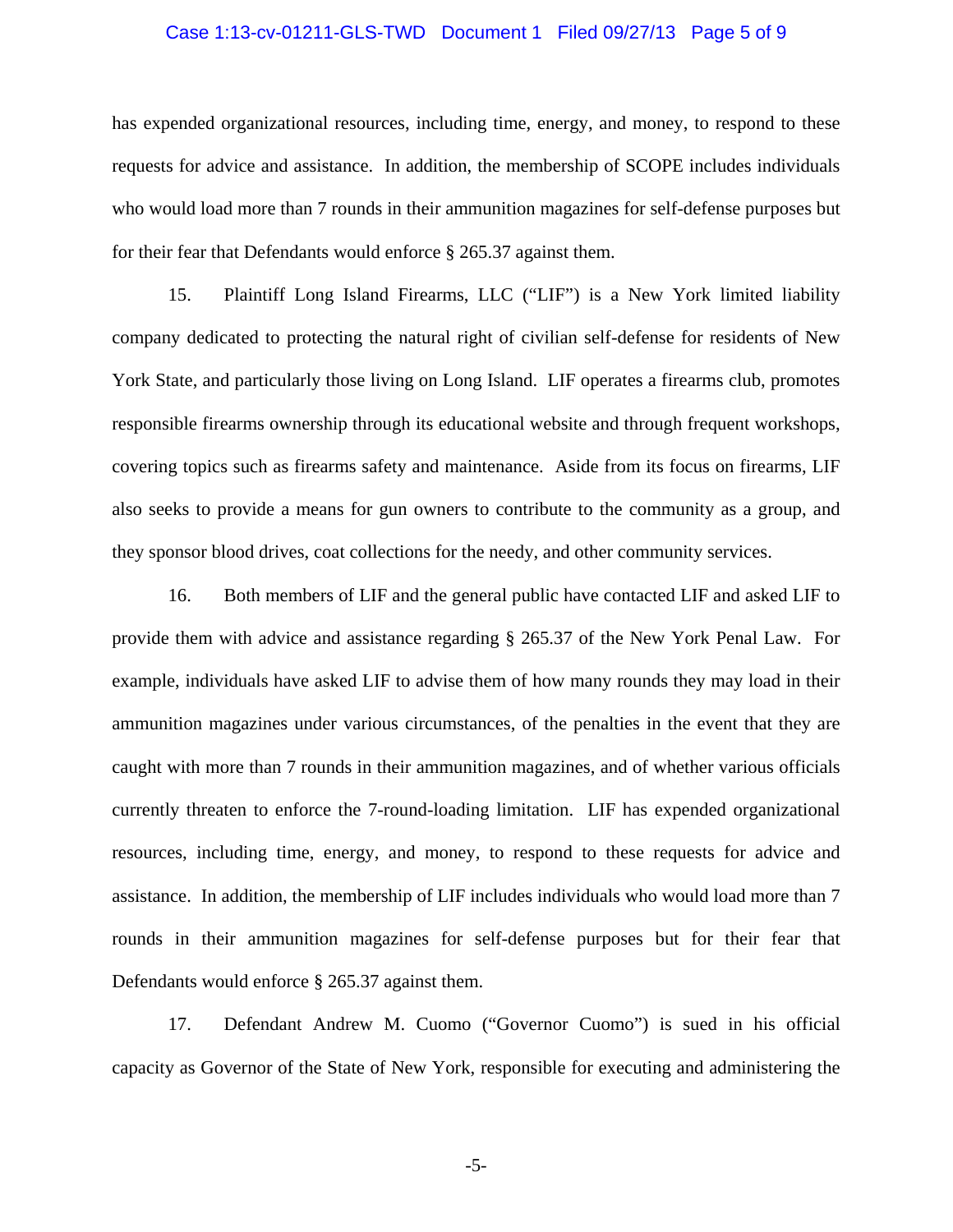has expended organizational resources, including time, energy, and money, to respond to these requests for advice and assistance. In addition, the membership of SCOPE includes individuals who would load more than 7 rounds in their ammunition magazines for self-defense purposes but for their fear that Defendants would enforce § 265.37 against them.

15. Plaintiff Long Island Firearms, LLC ("LIF") is a New York limited liability company dedicated to protecting the natural right of civilian self-defense for residents of New York State, and particularly those living on Long Island. LIF operates a firearms club, promotes responsible firearms ownership through its educational website and through frequent workshops, covering topics such as firearms safety and maintenance. Aside from its focus on firearms, LIF also seeks to provide a means for gun owners to contribute to the community as a group, and they sponsor blood drives, coat collections for the needy, and other community services.

16. Both members of LIF and the general public have contacted LIF and asked LIF to provide them with advice and assistance regarding § 265.37 of the New York Penal Law. For example, individuals have asked LIF to advise them of how many rounds they may load in their ammunition magazines under various circumstances, of the penalties in the event that they are caught with more than 7 rounds in their ammunition magazines, and of whether various officials currently threaten to enforce the 7-round-loading limitation. LIF has expended organizational resources, including time, energy, and money, to respond to these requests for advice and assistance. In addition, the membership of LIF includes individuals who would load more than 7 rounds in their ammunition magazines for self-defense purposes but for their fear that Defendants would enforce § 265.37 against them.

17. Defendant Andrew M. Cuomo ("Governor Cuomo") is sued in his official capacity as Governor of the State of New York, responsible for executing and administering the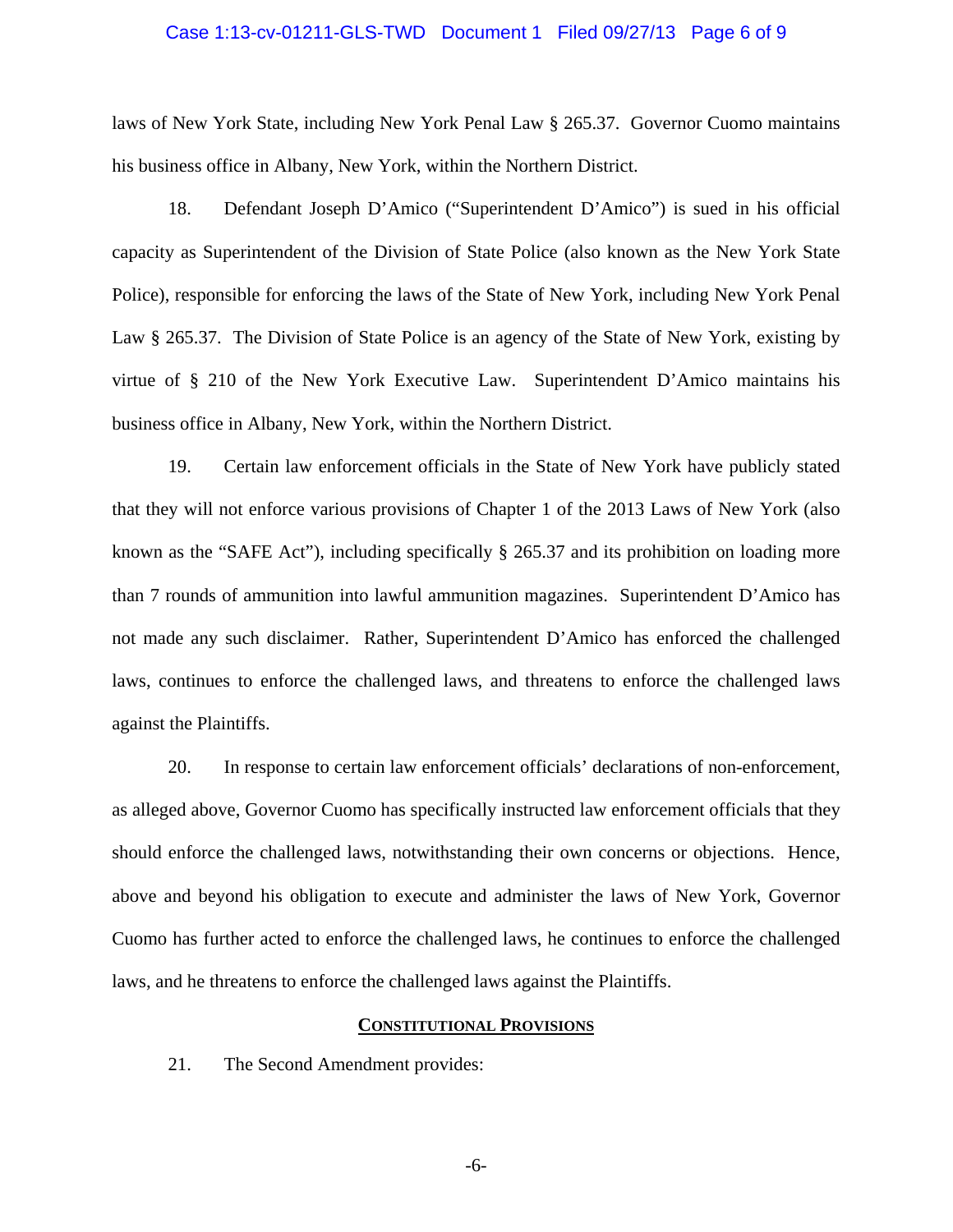laws of New York State, including New York Penal Law § 265.37. Governor Cuomo maintains his business office in Albany, New York, within the Northern District.

18. Defendant Joseph D'Amico ("Superintendent D'Amico") is sued in his official capacity as Superintendent of the Division of State Police (also known as the New York State Police), responsible for enforcing the laws of the State of New York, including New York Penal Law § 265.37. The Division of State Police is an agency of the State of New York, existing by virtue of § 210 of the New York Executive Law. Superintendent D'Amico maintains his business office in Albany, New York, within the Northern District.

19. Certain law enforcement officials in the State of New York have publicly stated that they will not enforce various provisions of Chapter 1 of the 2013 Laws of New York (also known as the "SAFE Act"), including specifically § 265.37 and its prohibition on loading more than 7 rounds of ammunition into lawful ammunition magazines. Superintendent D'Amico has not made any such disclaimer. Rather, Superintendent D'Amico has enforced the challenged laws, continues to enforce the challenged laws, and threatens to enforce the challenged laws against the Plaintiffs.

20. In response to certain law enforcement officials' declarations of non-enforcement, as alleged above, Governor Cuomo has specifically instructed law enforcement officials that they should enforce the challenged laws, notwithstanding their own concerns or objections. Hence, above and beyond his obligation to execute and administer the laws of New York, Governor Cuomo has further acted to enforce the challenged laws, he continues to enforce the challenged laws, and he threatens to enforce the challenged laws against the Plaintiffs.

## CONSTITUTIONAL PROVISIONS

21. The Second Amendment provides: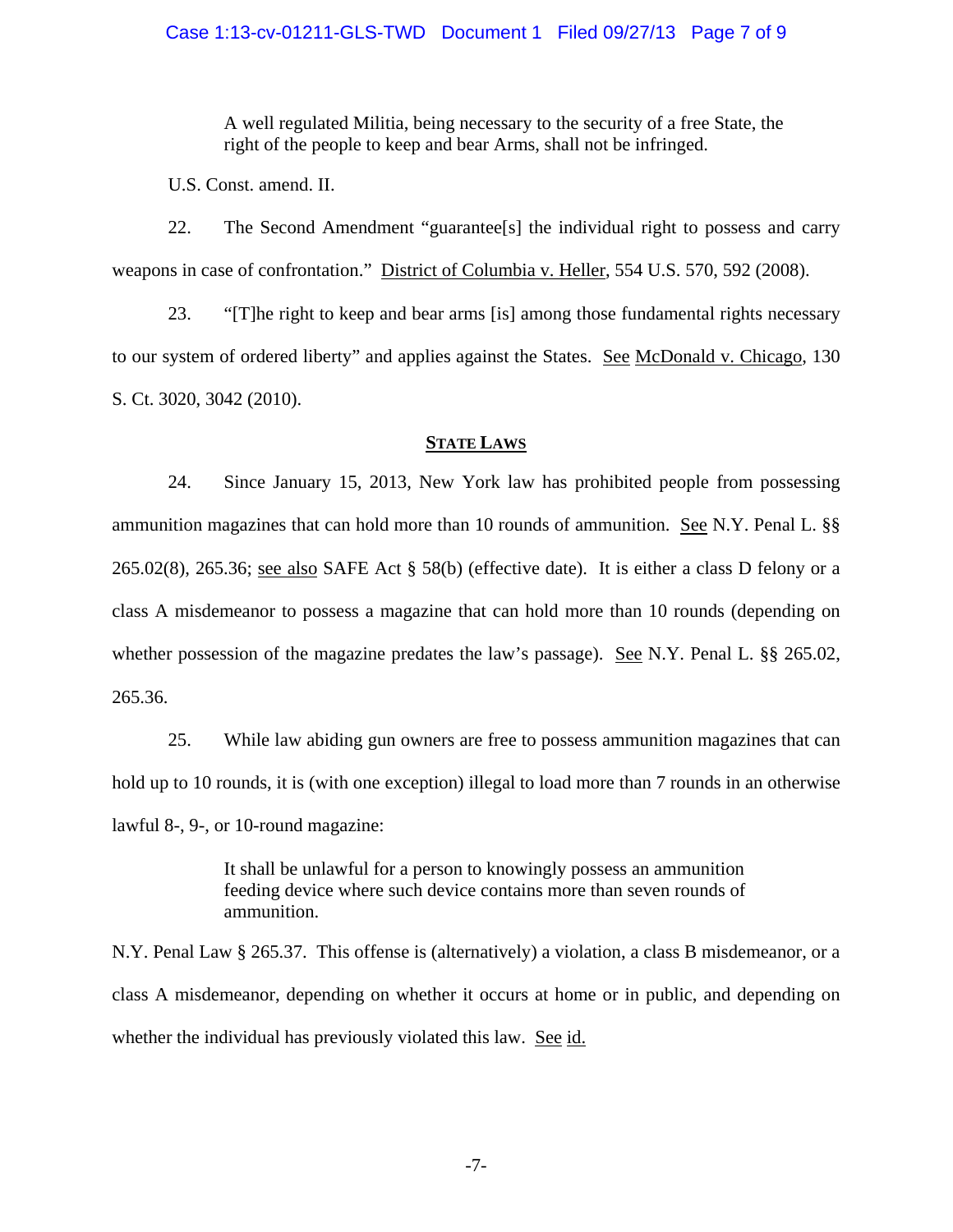> A well regulated Militia, being necessary to the security of a free State, the right of the people to keep and bear Arms, shall not be infringed.

U.S. Const. amend. II.

22. The Second Amendment "guarantee[s] the individual right to possess and carry weapons in case of confrontation." District of Columbia v. Heller, 554 U.S. 570, 592 (2008).

23. "[T]he right to keep and bear arms [is] among those fundamental rights necessary to our system of ordered liberty" and applies against the States. See McDonald v. Chicago, 130 S. Ct. 3020, 3042 (2010).

## STATE LAWS

24. Since January 15, 2013, New York law has prohibited people from possessing ammunition magazines that can hold more than 10 rounds of ammunition. See N.Y. Penal L. §§ 265.02(8), 265.36; see also SAFE Act § 58(b) (effective date). It is either a class D felony or a class A misdemeanor to possess a magazine that can hold more than 10 rounds (depending on whether possession of the magazine predates the law's passage). See N.Y. Penal L. §§ 265.02, 265.36.

25. While law abiding gun owners are free to possess ammunition magazines that can hold up to 10 rounds, it is (with one exception) illegal to load more than 7 rounds in an otherwise lawful 8-, 9-, or 10-round magazine:

> It shall be unlawful for a person to knowingly possess an ammunition feeding device where such device contains more than seven rounds of ammunition.

N.Y. Penal Law § 265.37. This offense is (alternatively) a violation, a class B misdemeanor, or a class A misdemeanor, depending on whether it occurs at home or in public, and depending on whether the individual has previously violated this law. See id.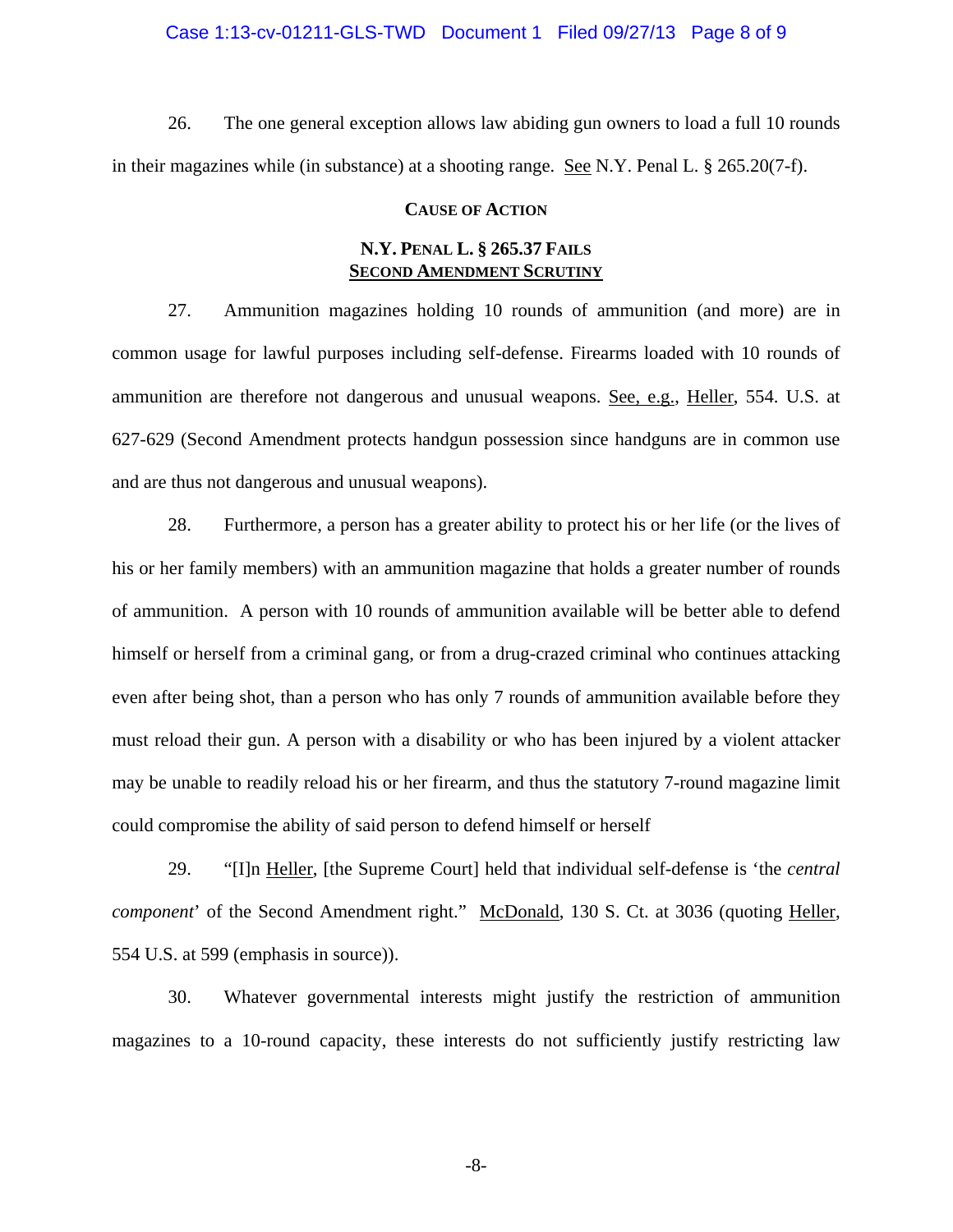26. The one general exception allows law abiding gun owners to load a full 10 rounds in their magazines while (in substance) at a shooting range. See N.Y. Penal L. § 265.20(7-f).

## Cause of Action

### N.Y. Penal L. § 265.37 Fails Second Amendment Scrutiny

27. Ammunition magazines holding 10 rounds of ammunition (and more) are in common usage for lawful purposes including self-defense. Firearms loaded with 10 rounds of ammunition are therefore not dangerous and unusual weapons. See, e.g., Heller, 554. U.S. at 627-629 (Second Amendment protects handgun possession since handguns are in common use and are thus not dangerous and unusual weapons).

28. Furthermore, a person has a greater ability to protect his or her life (or the lives of his or her family members) with an ammunition magazine that holds a greater number of rounds of ammunition. A person with 10 rounds of ammunition available will be better able to defend himself or herself from a criminal gang, or from a drug-crazed criminal who continues attacking even after being shot, than a person who has only 7 rounds of ammunition available before they must reload their gun. A person with a disability or who has been injured by a violent attacker may be unable to readily reload his or her firearm, and thus the statutory 7-round magazine limit could compromise the ability of said person to defend himself or herself

29. "[I]n Heller, [the Supreme Court] held that individual self-defense is 'the *central component*' of the Second Amendment right." McDonald, 130 S. Ct. at 3036 (quoting Heller, 554 U.S. at 599 (emphasis in source)).

30. Whatever governmental interests might justify the restriction of ammunition magazines to a 10-round capacity, these interests do not sufficiently justify restricting law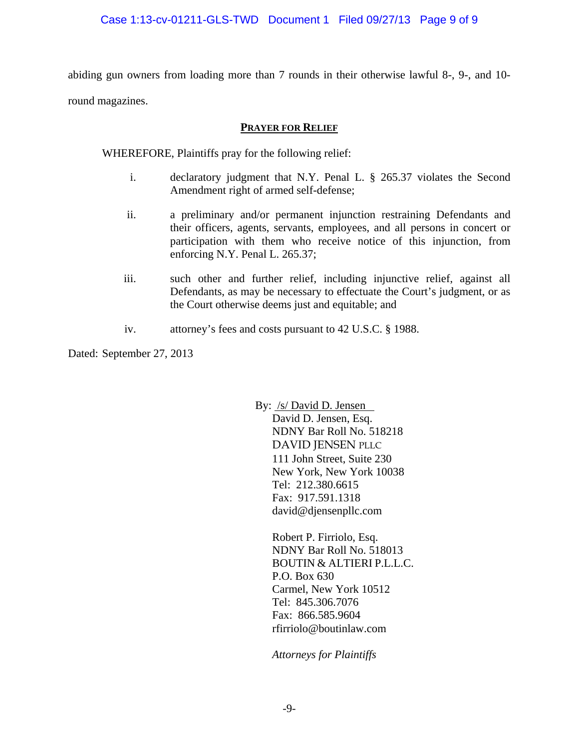abiding gun owners from loading more than 7 rounds in their otherwise lawful 8-, 9-, and 10-round magazines.

**PRAYER FOR RELIEF**

WHEREFORE, Plaintiffs pray for the following relief:

i. declaratory judgment that N.Y. Penal L. § 265.37 violates the Second Amendment right of armed self-defense;

ii. a preliminary and/or permanent injunction restraining Defendants and their officers, agents, servants, employees, and all persons in concert or participation with them who receive notice of this injunction, from enforcing N.Y. Penal L. 265.37;

iii. such other and further relief, including injunctive relief, against all Defendants, as may be necessary to effectuate the Court's judgment, or as the Court otherwise deems just and equitable; and

iv. attorney's fees and costs pursuant to 42 U.S.C. § 1988.

Dated: September 27, 2013

By: /s/ David D. Jensen
David D. Jensen, Esq.
NDNY Bar Roll No. 518218
DAVID JENSEN PLLC
111 John Street, Suite 230
New York, New York 10038
Tel: 212.380.6615
Fax: 917.591.1318
david@djensenpllc.com

Robert P. Firriolo, Esq.
NDNY Bar Roll No. 518013
BOUTIN & ALTIERI P.L.L.C.
P.O. Box 630
Carmel, New York 10512
Tel: 845.306.7076
Fax: 866.585.9604
rfirriolo@boutinlaw.com

*Attorneys for Plaintiffs*